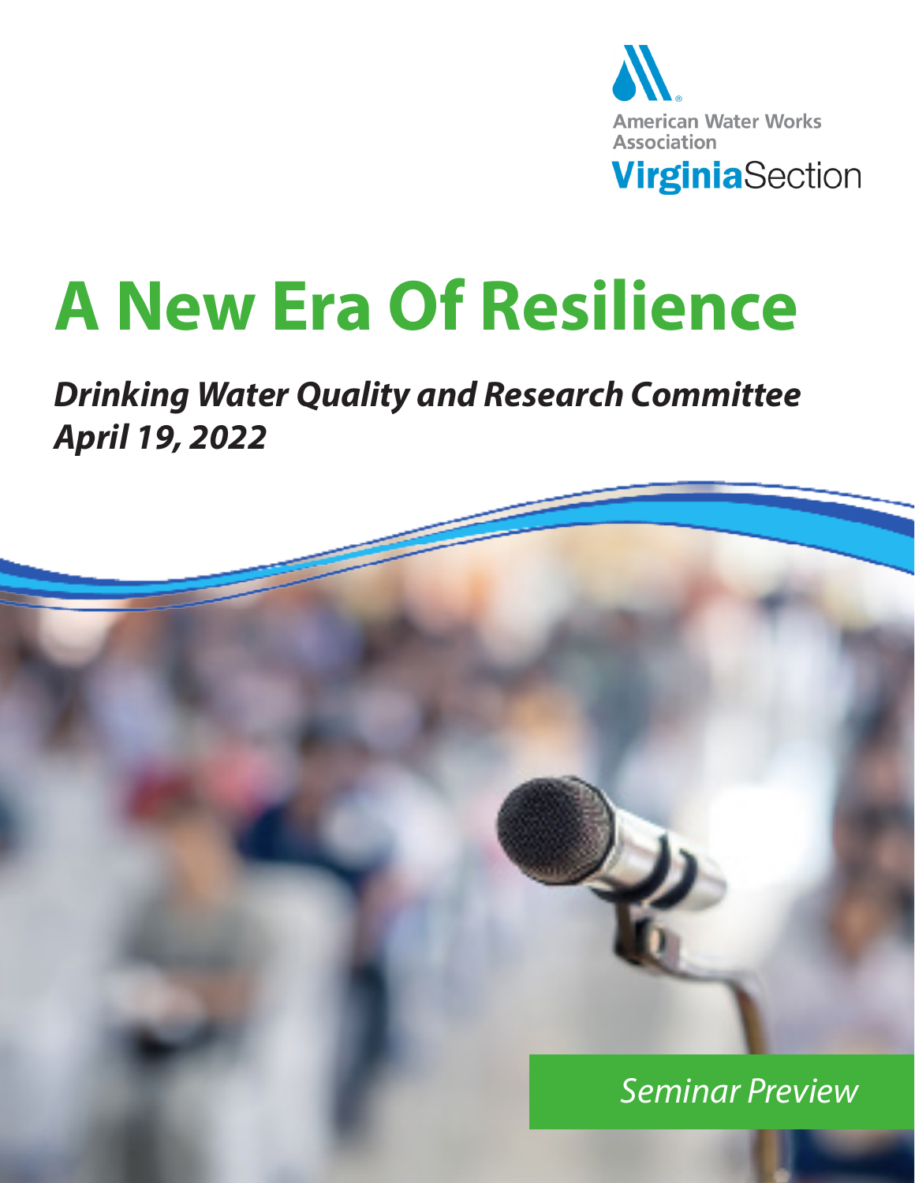American Water Works Association

**Virginia**Section

# A New Era Of Resilience

***Drinking Water Quality and Research Committee***
***April 19, 2022***

*Seminar Preview*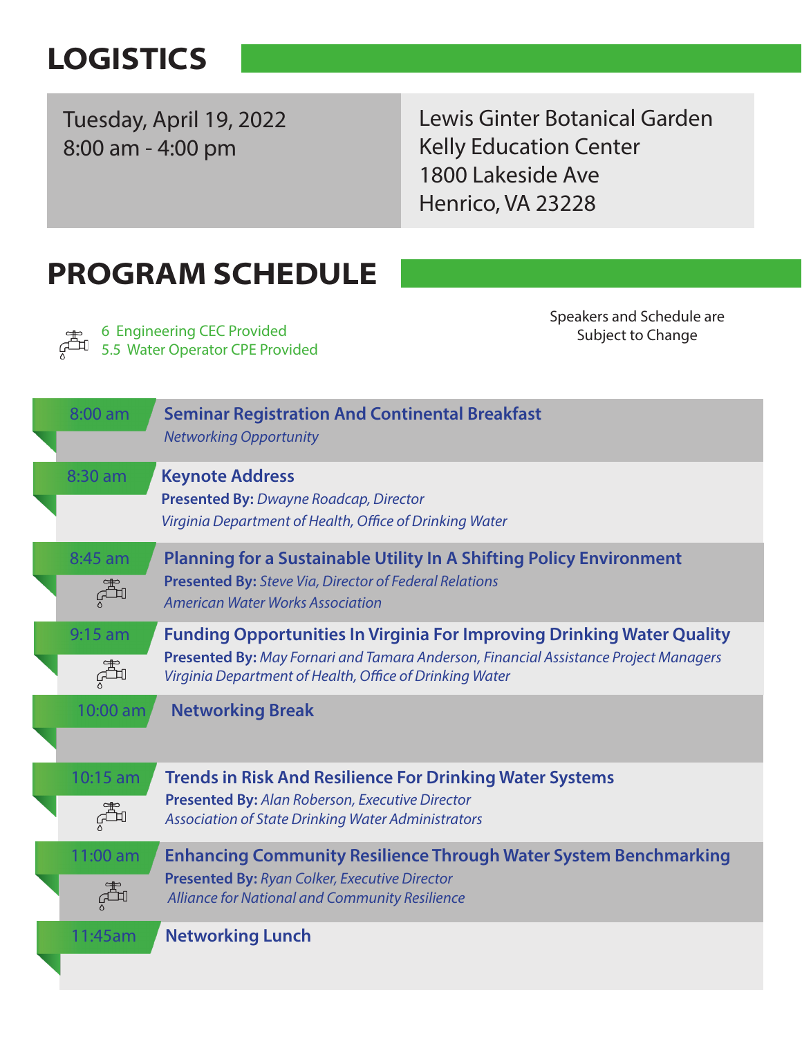## LOGISTICS

Tuesday, April 19, 2022
8:00 am - 4:00 pm

Lewis Ginter Botanical Garden
Kelly Education Center
1800 Lakeside Ave
Henrico, VA 23228

## PROGRAM SCHEDULE

6 Engineering CEC Provided
5.5 Water Operator CPE Provided

Speakers and Schedule are Subject to Change

**8:00 am** — **Seminar Registration And Continental Breakfast**
*Networking Opportunity*

**8:30 am** — **Keynote Address**
**Presented By:** *Dwayne Roadcap, Director*
*Virginia Department of Health, Office of Drinking Water*

**8:45 am** — **Planning for a Sustainable Utility In A Shifting Policy Environment**
**Presented By:** *Steve Via, Director of Federal Relations*
*American Water Works Association*

**9:15 am** — **Funding Opportunities In Virginia For Improving Drinking Water Quality**
**Presented By:** *May Fornari and Tamara Anderson, Financial Assistance Project Managers*
*Virginia Department of Health, Office of Drinking Water*

**10:00 am** — **Networking Break**

**10:15 am** — **Trends in Risk And Resilience For Drinking Water Systems**
**Presented By:** *Alan Roberson, Executive Director*
*Association of State Drinking Water Administrators*

**11:00 am** — **Enhancing Community Resilience Through Water System Benchmarking**
**Presented By:** *Ryan Colker, Executive Director*
*Alliance for National and Community Resilience*

**11:45am** — **Networking Lunch**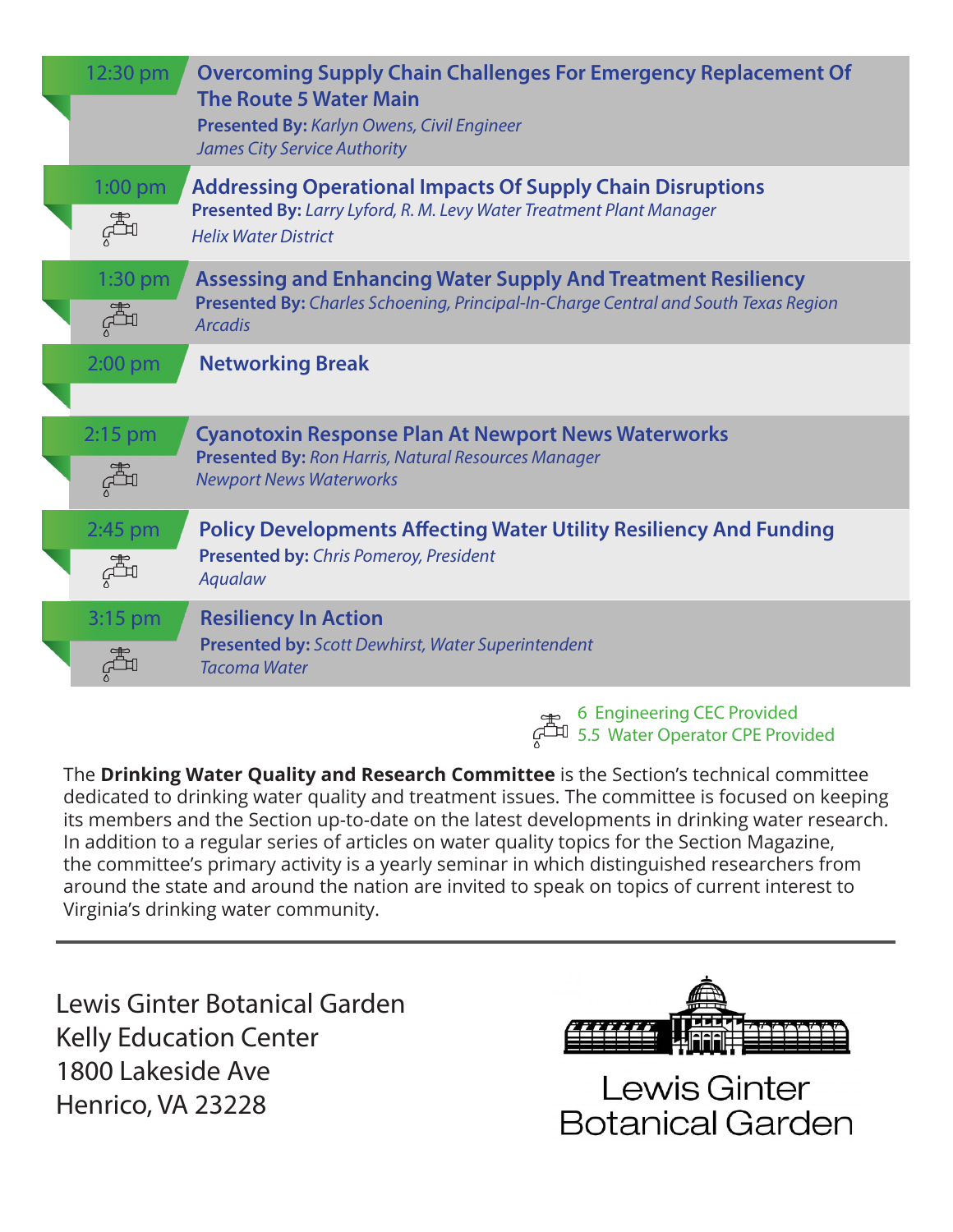**12:30 pm** — **Overcoming Supply Chain Challenges For Emergency Replacement Of The Route 5 Water Main**
**Presented By:** *Karlyn Owens, Civil Engineer*
*James City Service Authority*

**1:00 pm** — **Addressing Operational Impacts Of Supply Chain Disruptions**
**Presented By:** *Larry Lyford, R. M. Levy Water Treatment Plant Manager*
*Helix Water District*

**1:30 pm** — **Assessing and Enhancing Water Supply And Treatment Resiliency**
**Presented By:** *Charles Schoening, Principal-In-Charge Central and South Texas Region*
*Arcadis*

**2:00 pm** — **Networking Break**

**2:15 pm** — **Cyanotoxin Response Plan At Newport News Waterworks**
**Presented By:** *Ron Harris, Natural Resources Manager*
*Newport News Waterworks*

**2:45 pm** — **Policy Developments Affecting Water Utility Resiliency And Funding**
**Presented by:** *Chris Pomeroy, President*
*Aqualaw*

**3:15 pm** — **Resiliency In Action**
**Presented by:** *Scott Dewhirst, Water Superintendent*
*Tacoma Water*

6 Engineering CEC Provided
5.5 Water Operator CPE Provided

The **Drinking Water Quality and Research Committee** is the Section's technical committee dedicated to drinking water quality and treatment issues. The committee is focused on keeping its members and the Section up-to-date on the latest developments in drinking water research. In addition to a regular series of articles on water quality topics for the Section Magazine, the committee's primary activity is a yearly seminar in which distinguished researchers from around the state and around the nation are invited to speak on topics of current interest to Virginia's drinking water community.

---

Lewis Ginter Botanical Garden
Kelly Education Center
1800 Lakeside Ave
Henrico, VA 23228

Lewis Ginter Botanical Garden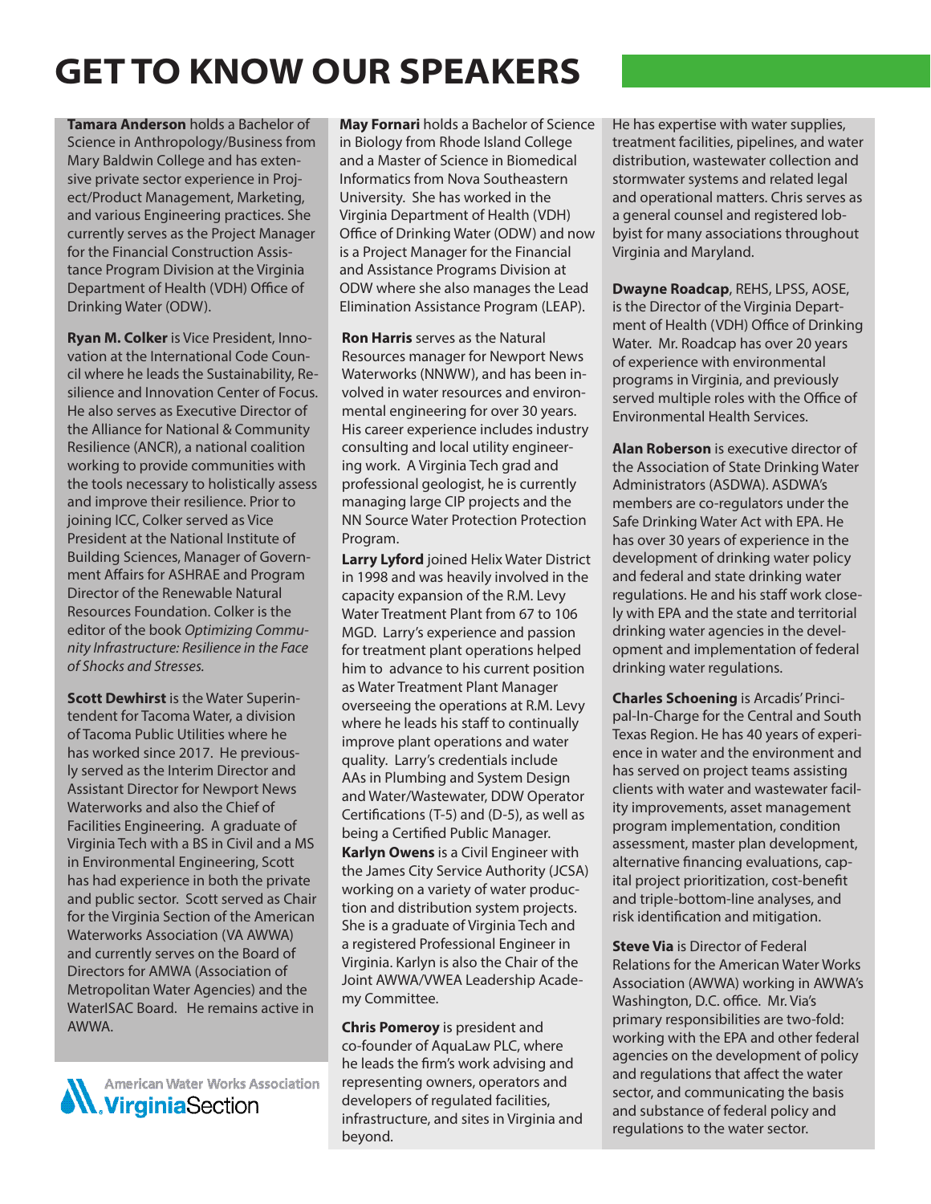# GET TO KNOW OUR SPEAKERS

**Tamara Anderson** holds a Bachelor of Science in Anthropology/Business from Mary Baldwin College and has extensive private sector experience in Project/Product Management, Marketing, and various Engineering practices. She currently serves as the Project Manager for the Financial Construction Assistance Program Division at the Virginia Department of Health (VDH) Office of Drinking Water (ODW).

**Ryan M. Colker** is Vice President, Innovation at the International Code Council where he leads the Sustainability, Resilience and Innovation Center of Focus. He also serves as Executive Director of the Alliance for National & Community Resilience (ANCR), a national coalition working to provide communities with the tools necessary to holistically assess and improve their resilience. Prior to joining ICC, Colker served as Vice President at the National Institute of Building Sciences, Manager of Government Affairs for ASHRAE and Program Director of the Renewable Natural Resources Foundation. Colker is the editor of the book *Optimizing Community Infrastructure: Resilience in the Face of Shocks and Stresses.*

**Scott Dewhirst** is the Water Superintendent for Tacoma Water, a division of Tacoma Public Utilities where he has worked since 2017. He previously served as the Interim Director and Assistant Director for Newport News Waterworks and also the Chief of Facilities Engineering. A graduate of Virginia Tech with a BS in Civil and a MS in Environmental Engineering, Scott has had experience in both the private and public sector. Scott served as Chair for the Virginia Section of the American Waterworks Association (VA AWWA) and currently serves on the Board of Directors for AMWA (Association of Metropolitan Water Agencies) and the WaterISAC Board. He remains active in AWWA.

American Water Works Association VirginiaSection

**May Fornari** holds a Bachelor of Science in Biology from Rhode Island College and a Master of Science in Biomedical Informatics from Nova Southeastern University. She has worked in the Virginia Department of Health (VDH) Office of Drinking Water (ODW) and now is a Project Manager for the Financial and Assistance Programs Division at ODW where she also manages the Lead Elimination Assistance Program (LEAP).

**Ron Harris** serves as the Natural Resources manager for Newport News Waterworks (NNWW), and has been involved in water resources and environmental engineering for over 30 years. His career experience includes industry consulting and local utility engineering work. A Virginia Tech grad and professional geologist, he is currently managing large CIP projects and the NN Source Water Protection Protection Program.

**Larry Lyford** joined Helix Water District in 1998 and was heavily involved in the capacity expansion of the R.M. Levy Water Treatment Plant from 67 to 106 MGD. Larry's experience and passion for treatment plant operations helped him to advance to his current position as Water Treatment Plant Manager overseeing the operations at R.M. Levy where he leads his staff to continually improve plant operations and water quality. Larry's credentials include AAs in Plumbing and System Design and Water/Wastewater, DDW Operator Certifications (T-5) and (D-5), as well as being a Certified Public Manager.

**Karlyn Owens** is a Civil Engineer with the James City Service Authority (JCSA) working on a variety of water production and distribution system projects. She is a graduate of Virginia Tech and a registered Professional Engineer in Virginia. Karlyn is also the Chair of the Joint AWWA/VWEA Leadership Academy Committee.

**Chris Pomeroy** is president and co-founder of AquaLaw PLC, where he leads the firm's work advising and representing owners, operators and developers of regulated facilities, infrastructure, and sites in Virginia and beyond. He has expertise with water supplies, treatment facilities, pipelines, and water distribution, wastewater collection and stormwater systems and related legal and operational matters. Chris serves as a general counsel and registered lobbyist for many associations throughout Virginia and Maryland.

**Dwayne Roadcap**, REHS, LPSS, AOSE, is the Director of the Virginia Department of Health (VDH) Office of Drinking Water. Mr. Roadcap has over 20 years of experience with environmental programs in Virginia, and previously served multiple roles with the Office of Environmental Health Services.

**Alan Roberson** is executive director of the Association of State Drinking Water Administrators (ASDWA). ASDWA's members are co-regulators under the Safe Drinking Water Act with EPA. He has over 30 years of experience in the development of drinking water policy and federal and state drinking water regulations. He and his staff work closely with EPA and the state and territorial drinking water agencies in the development and implementation of federal drinking water regulations.

**Charles Schoening** is Arcadis' Principal-In-Charge for the Central and South Texas Region. He has 40 years of experience in water and the environment and has served on project teams assisting clients with water and wastewater facility improvements, asset management program implementation, condition assessment, master plan development, alternative financing evaluations, capital project prioritization, cost-benefit and triple-bottom-line analyses, and risk identification and mitigation.

**Steve Via** is Director of Federal Relations for the American Water Works Association (AWWA) working in AWWA's Washington, D.C. office. Mr. Via's primary responsibilities are two-fold: working with the EPA and other federal agencies on the development of policy and regulations that affect the water sector, and communicating the basis and substance of federal policy and regulations to the water sector.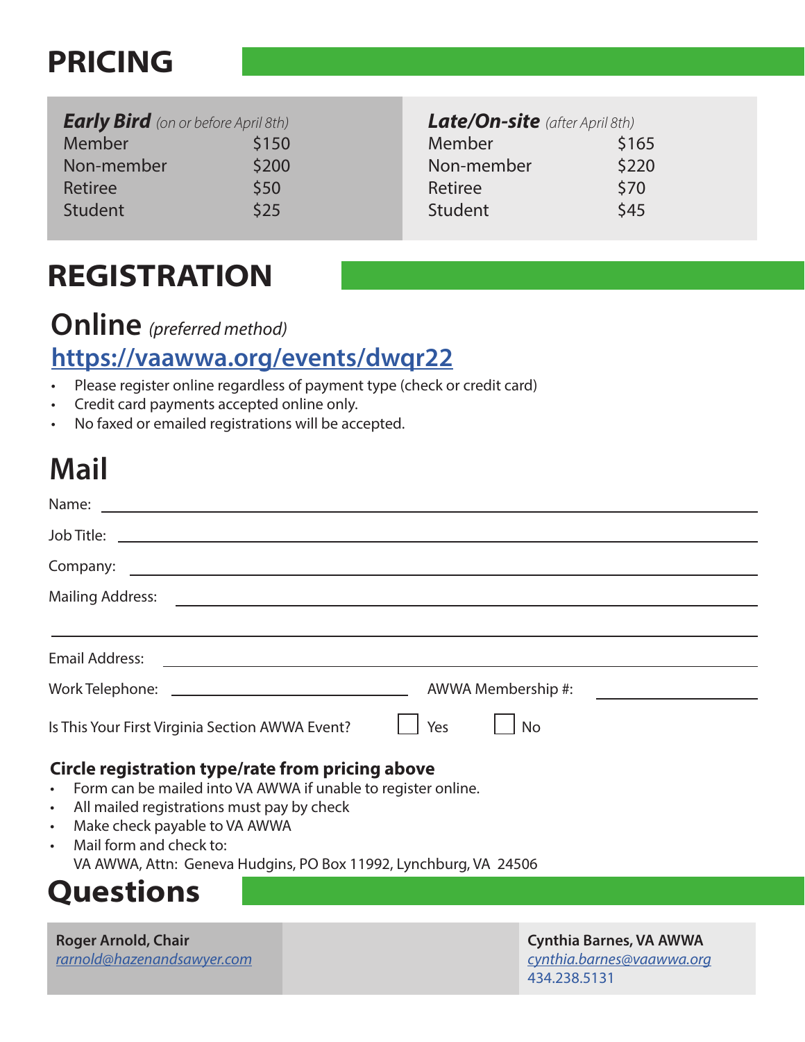# PRICING

| **Early Bird** *(on or before April 8th)* | | **Late/On-site** *(after April 8th)* | |
|---|---|---|---|
| Member | $150 | Member | $165 |
| Non-member | $200 | Non-member | $220 |
| Retiree | $50 | Retiree | $70 |
| Student | $25 | Student | $45 |

# REGISTRATION

## Online *(preferred method)*

**https://vaawwa.org/events/dwqr22**

- Please register online regardless of payment type (check or credit card)
- Credit card payments accepted online only.
- No faxed or emailed registrations will be accepted.

## Mail

Name: ______________________________

Job Title: ______________________________

Company: ______________________________

Mailing Address: ______________________________

______________________________

Email Address: ______________________________

Work Telephone: ______________________ AWWA Membership #: ______________

Is This Your First Virginia Section AWWA Event? ☐ Yes ☐ No

### Circle registration type/rate from pricing above

- Form can be mailed into VA AWWA if unable to register online.
- All mailed registrations must pay by check
- Make check payable to VA AWWA
- Mail form and check to:
  VA AWWA, Attn: Geneva Hudgins, PO Box 11992, Lynchburg, VA 24506

# Questions

**Roger Arnold, Chair**
*rarnold@hazenandsawyer.com*

**Cynthia Barnes, VA AWWA**
*cynthia.barnes@vaawwa.org*
434.238.5131